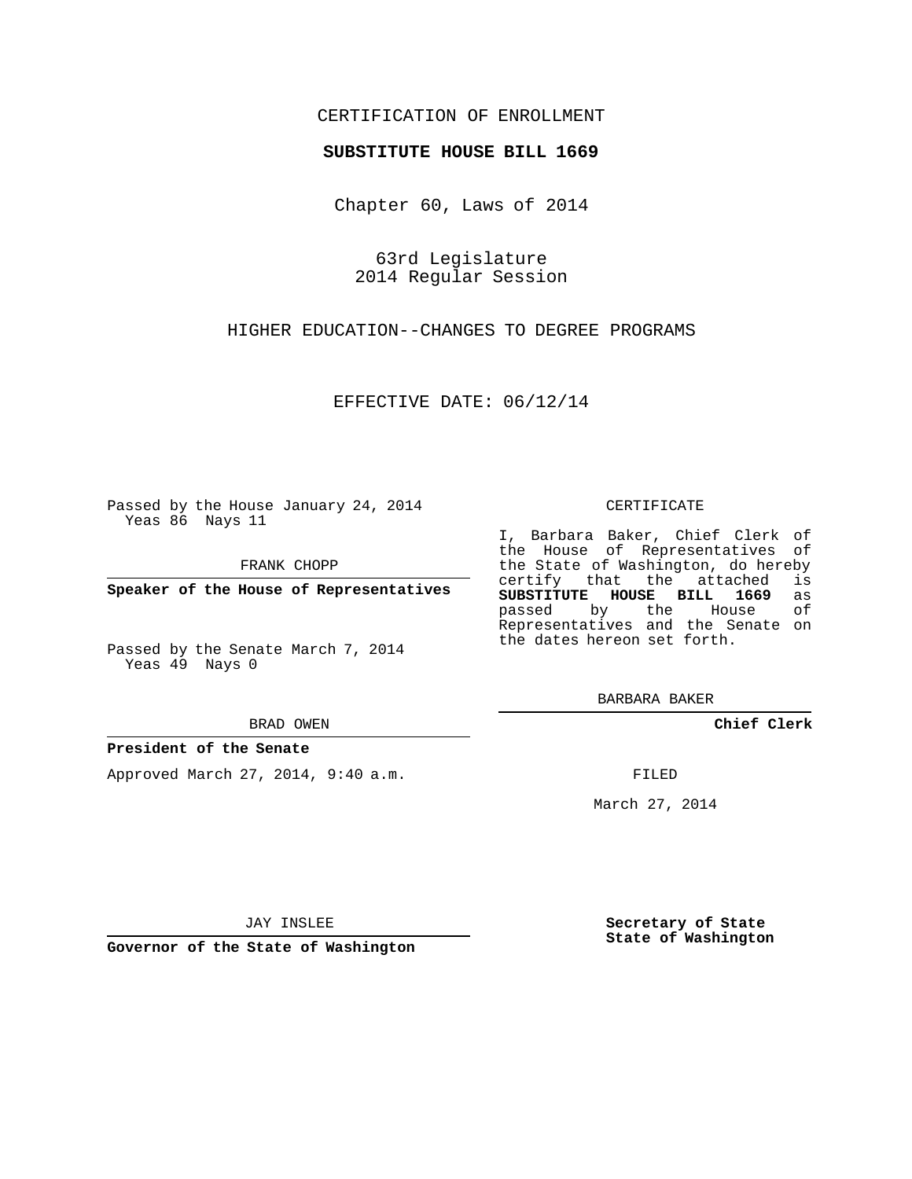CERTIFICATION OF ENROLLMENT

**SUBSTITUTE HOUSE BILL 1669**

Chapter 60, Laws of 2014

63rd Legislature
2014 Regular Session

HIGHER EDUCATION--CHANGES TO DEGREE PROGRAMS

EFFECTIVE DATE: 06/12/14

Passed by the House January 24, 2014
Yeas 86 Nays 11

FRANK CHOPP

**Speaker of the House of Representatives**

Passed by the Senate March 7, 2014
Yeas 49 Nays 0

BRAD OWEN

**President of the Senate**

Approved March 27, 2014, 9:40 a.m.

JAY INSLEE

**Governor of the State of Washington**

CERTIFICATE

I, Barbara Baker, Chief Clerk of the House of Representatives of the State of Washington, do hereby certify that the attached is **SUBSTITUTE HOUSE BILL 1669** as passed by the House of Representatives and the Senate on the dates hereon set forth.

BARBARA BAKER

**Chief Clerk**

FILED

March 27, 2014

**Secretary of State**
**State of Washington**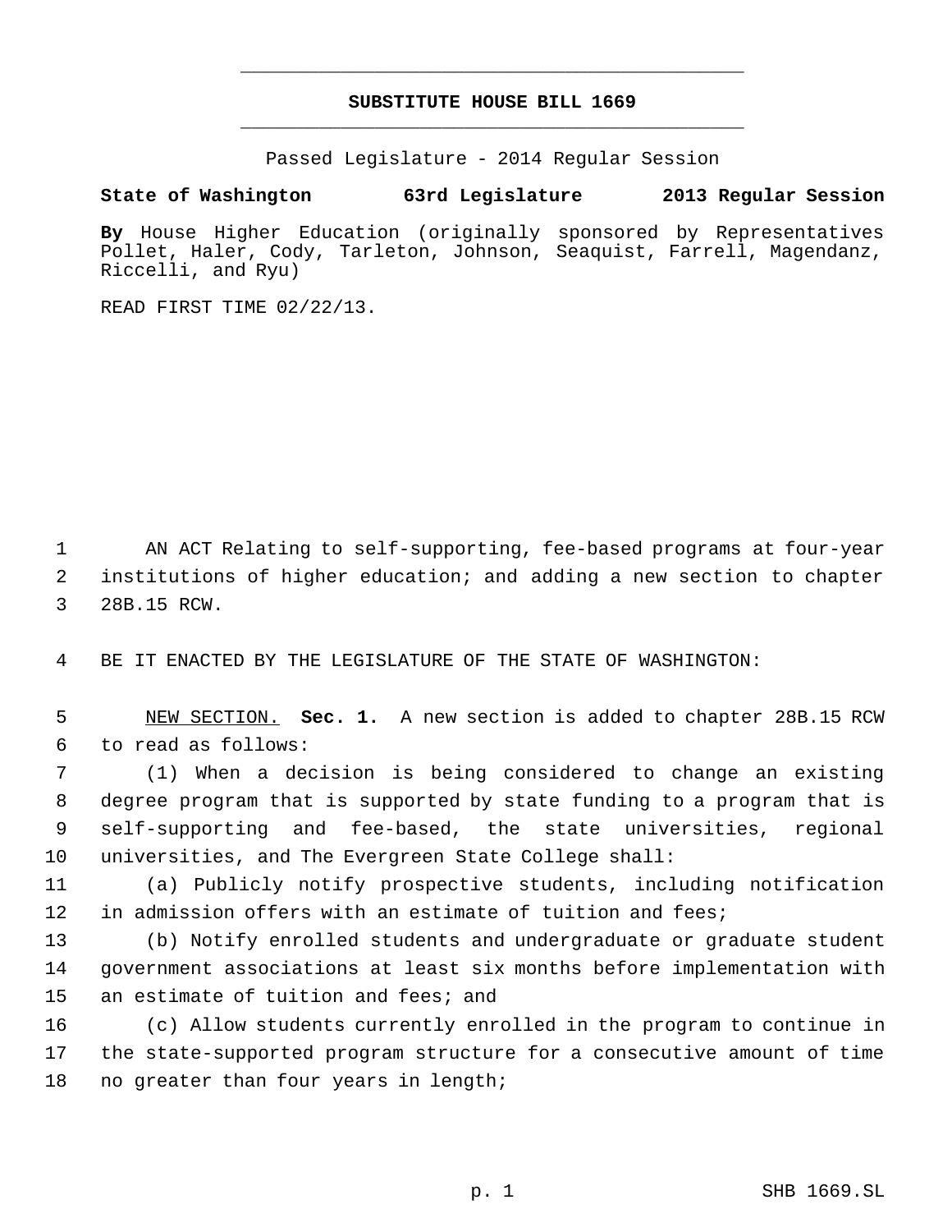# SUBSTITUTE HOUSE BILL 1669

Passed Legislature - 2014 Regular Session

**State of Washington 63rd Legislature 2013 Regular Session**

**By** House Higher Education (originally sponsored by Representatives Pollet, Haler, Cody, Tarleton, Johnson, Seaquist, Farrell, Magendanz, Riccelli, and Ryu)

READ FIRST TIME 02/22/13.

AN ACT Relating to self-supporting, fee-based programs at four-year institutions of higher education; and adding a new section to chapter 28B.15 RCW.

BE IT ENACTED BY THE LEGISLATURE OF THE STATE OF WASHINGTON:

NEW SECTION. **Sec. 1.** A new section is added to chapter 28B.15 RCW to read as follows:

(1) When a decision is being considered to change an existing degree program that is supported by state funding to a program that is self-supporting and fee-based, the state universities, regional universities, and The Evergreen State College shall:

(a) Publicly notify prospective students, including notification in admission offers with an estimate of tuition and fees;

(b) Notify enrolled students and undergraduate or graduate student government associations at least six months before implementation with an estimate of tuition and fees; and

(c) Allow students currently enrolled in the program to continue in the state-supported program structure for a consecutive amount of time no greater than four years in length;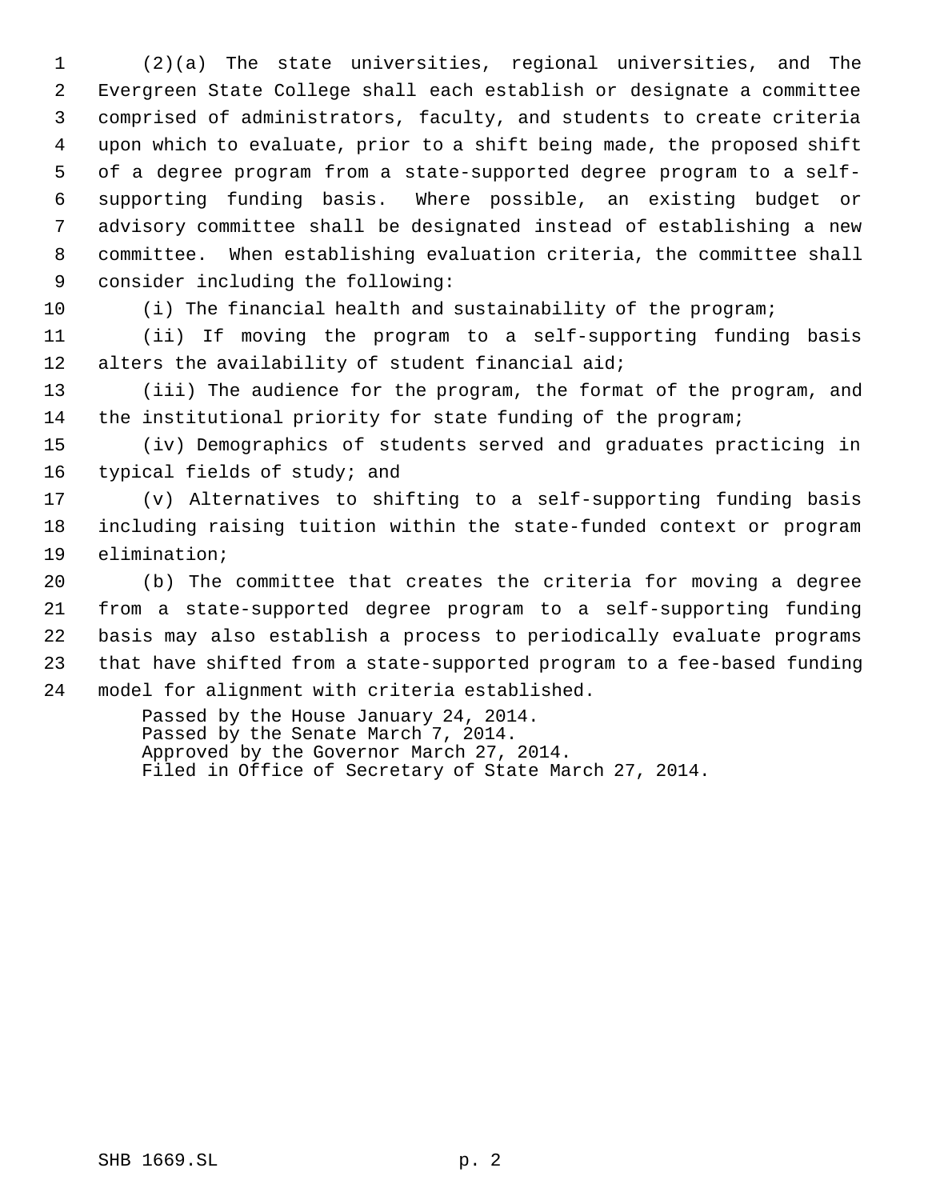(2)(a) The state universities, regional universities, and The Evergreen State College shall each establish or designate a committee comprised of administrators, faculty, and students to create criteria upon which to evaluate, prior to a shift being made, the proposed shift of a degree program from a state-supported degree program to a self-supporting funding basis. Where possible, an existing budget or advisory committee shall be designated instead of establishing a new committee. When establishing evaluation criteria, the committee shall consider including the following:

(i) The financial health and sustainability of the program;

(ii) If moving the program to a self-supporting funding basis alters the availability of student financial aid;

(iii) The audience for the program, the format of the program, and the institutional priority for state funding of the program;

(iv) Demographics of students served and graduates practicing in typical fields of study; and

(v) Alternatives to shifting to a self-supporting funding basis including raising tuition within the state-funded context or program elimination;

(b) The committee that creates the criteria for moving a degree from a state-supported degree program to a self-supporting funding basis may also establish a process to periodically evaluate programs that have shifted from a state-supported program to a fee-based funding model for alignment with criteria established.

Passed by the House January 24, 2014.
Passed by the Senate March 7, 2014.
Approved by the Governor March 27, 2014.
Filed in Office of Secretary of State March 27, 2014.